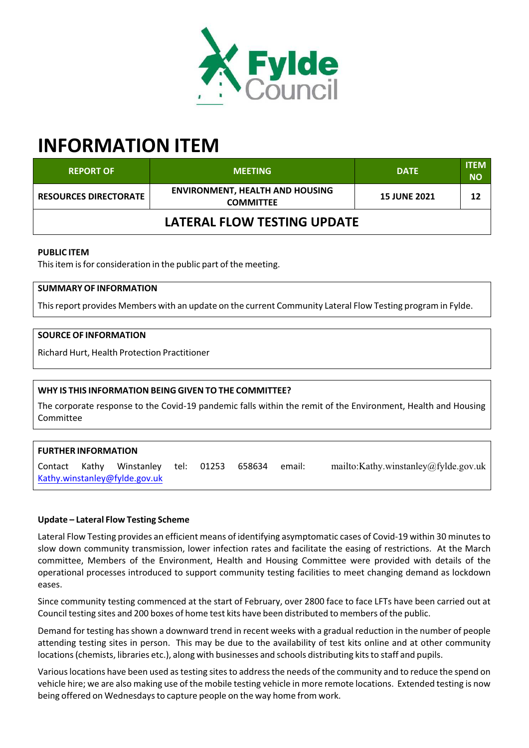# INFORMATION ITEM

| REPORT OF | MEETING | DATE | ITEM NO |
|---|---|---|---|
| RESOURCES DIRECTORATE | ENVIRONMENT, HEALTH AND HOUSING COMMITTEE | 15 JUNE 2021 | 12 |
| LATERAL FLOW TESTING UPDATE | | | |

**PUBLIC ITEM**

This item is for consideration in the public part of the meeting.

**SUMMARY OF INFORMATION**

This report provides Members with an update on the current Community Lateral Flow Testing program in Fylde.

**SOURCE OF INFORMATION**

Richard Hurt, Health Protection Practitioner

**WHY IS THIS INFORMATION BEING GIVEN TO THE COMMITTEE?**

The corporate response to the Covid-19 pandemic falls within the remit of the Environment, Health and Housing Committee

**FURTHER INFORMATION**

Contact Kathy Winstanley tel: 01253 658634 email: mailto:Kathy.winstanley@fylde.gov.uk Kathy.winstanley@fylde.gov.uk

**Update – Lateral Flow Testing Scheme**

Lateral Flow Testing provides an efficient means of identifying asymptomatic cases of Covid-19 within 30 minutes to slow down community transmission, lower infection rates and facilitate the easing of restrictions. At the March committee, Members of the Environment, Health and Housing Committee were provided with details of the operational processes introduced to support community testing facilities to meet changing demand as lockdown eases.

Since community testing commenced at the start of February, over 2800 face to face LFTs have been carried out at Council testing sites and 200 boxes of home test kits have been distributed to members of the public.

Demand for testing has shown a downward trend in recent weeks with a gradual reduction in the number of people attending testing sites in person. This may be due to the availability of test kits online and at other community locations (chemists, libraries etc.), along with businesses and schools distributing kits to staff and pupils.

Various locations have been used as testing sites to address the needs of the community and to reduce the spend on vehicle hire; we are also making use of the mobile testing vehicle in more remote locations. Extended testing is now being offered on Wednesdays to capture people on the way home from work.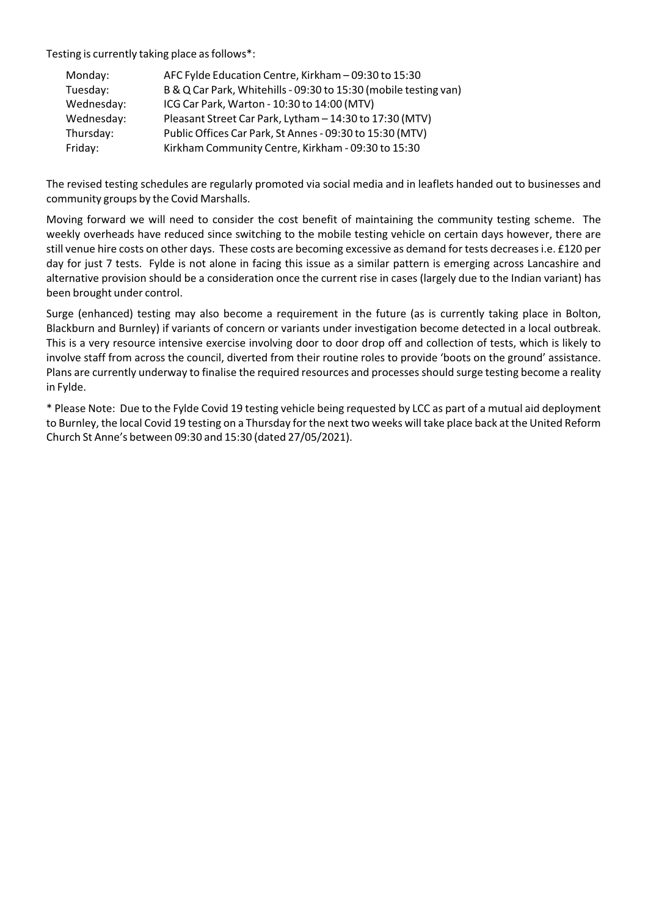Testing is currently taking place as follows*:

| | |
|---|---|
| Monday: | AFC Fylde Education Centre, Kirkham – 09:30 to 15:30 |
| Tuesday: | B & Q Car Park, Whitehills - 09:30 to 15:30 (mobile testing van) |
| Wednesday: | ICG Car Park, Warton - 10:30 to 14:00 (MTV) |
| Wednesday: | Pleasant Street Car Park, Lytham – 14:30 to 17:30 (MTV) |
| Thursday: | Public Offices Car Park, St Annes - 09:30 to 15:30 (MTV) |
| Friday: | Kirkham Community Centre, Kirkham - 09:30 to 15:30 |

The revised testing schedules are regularly promoted via social media and in leaflets handed out to businesses and community groups by the Covid Marshalls.

Moving forward we will need to consider the cost benefit of maintaining the community testing scheme. The weekly overheads have reduced since switching to the mobile testing vehicle on certain days however, there are still venue hire costs on other days. These costs are becoming excessive as demand for tests decreases i.e. £120 per day for just 7 tests. Fylde is not alone in facing this issue as a similar pattern is emerging across Lancashire and alternative provision should be a consideration once the current rise in cases (largely due to the Indian variant) has been brought under control.

Surge (enhanced) testing may also become a requirement in the future (as is currently taking place in Bolton, Blackburn and Burnley) if variants of concern or variants under investigation become detected in a local outbreak. This is a very resource intensive exercise involving door to door drop off and collection of tests, which is likely to involve staff from across the council, diverted from their routine roles to provide 'boots on the ground' assistance. Plans are currently underway to finalise the required resources and processes should surge testing become a reality in Fylde.

* Please Note: Due to the Fylde Covid 19 testing vehicle being requested by LCC as part of a mutual aid deployment to Burnley, the local Covid 19 testing on a Thursday for the next two weeks will take place back at the United Reform Church St Anne's between 09:30 and 15:30 (dated 27/05/2021).